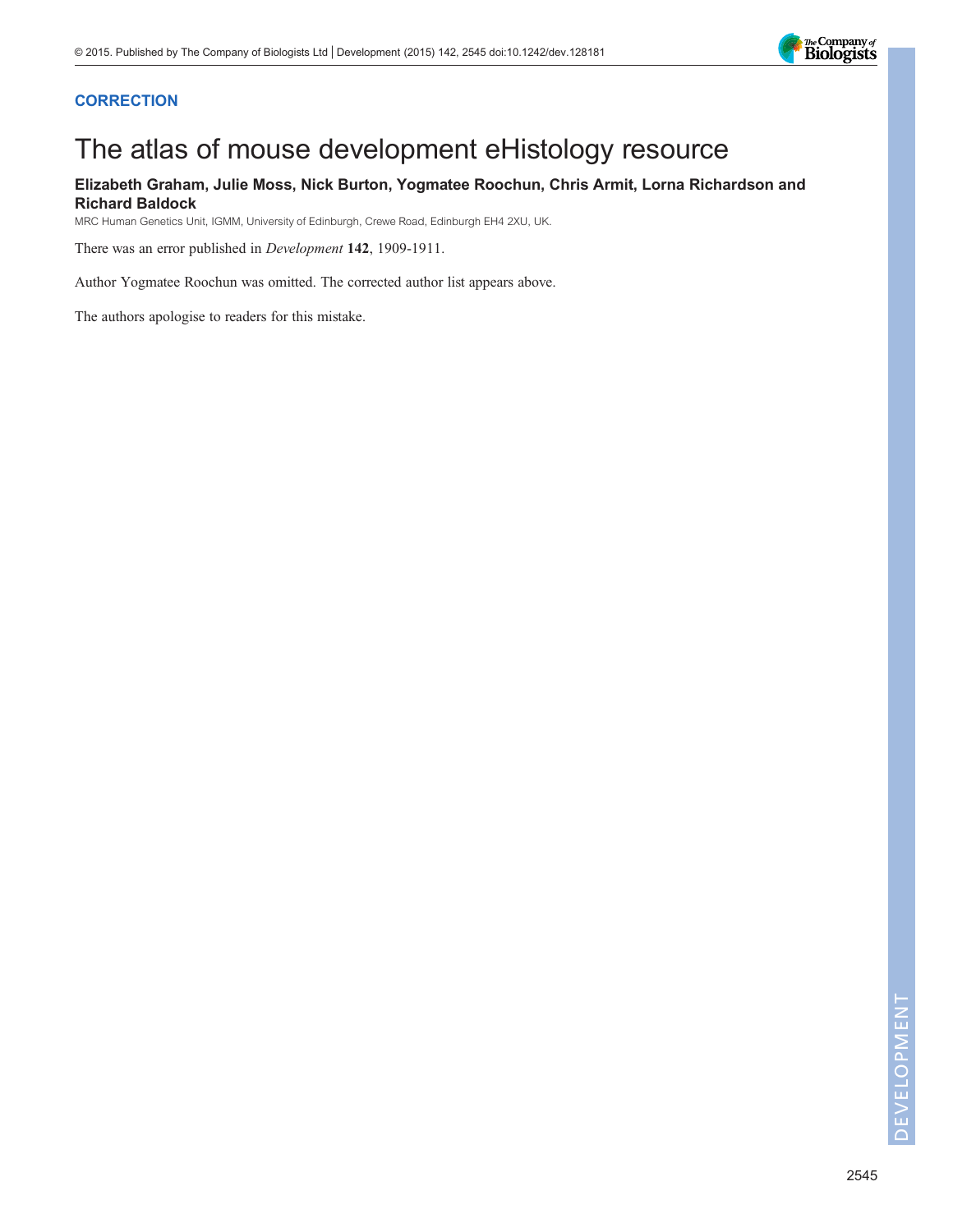**CORRECTION**

# The atlas of mouse development eHistology resource

**Elizabeth Graham, Julie Moss, Nick Burton, Yogmatee Roochun, Chris Armit, Lorna Richardson and Richard Baldock**

MRC Human Genetics Unit, IGMM, University of Edinburgh, Crewe Road, Edinburgh EH4 2XU, UK.

There was an error published in *Development* **142**, 1909-1911.

Author Yogmatee Roochun was omitted. The corrected author list appears above.

The authors apologise to readers for this mistake.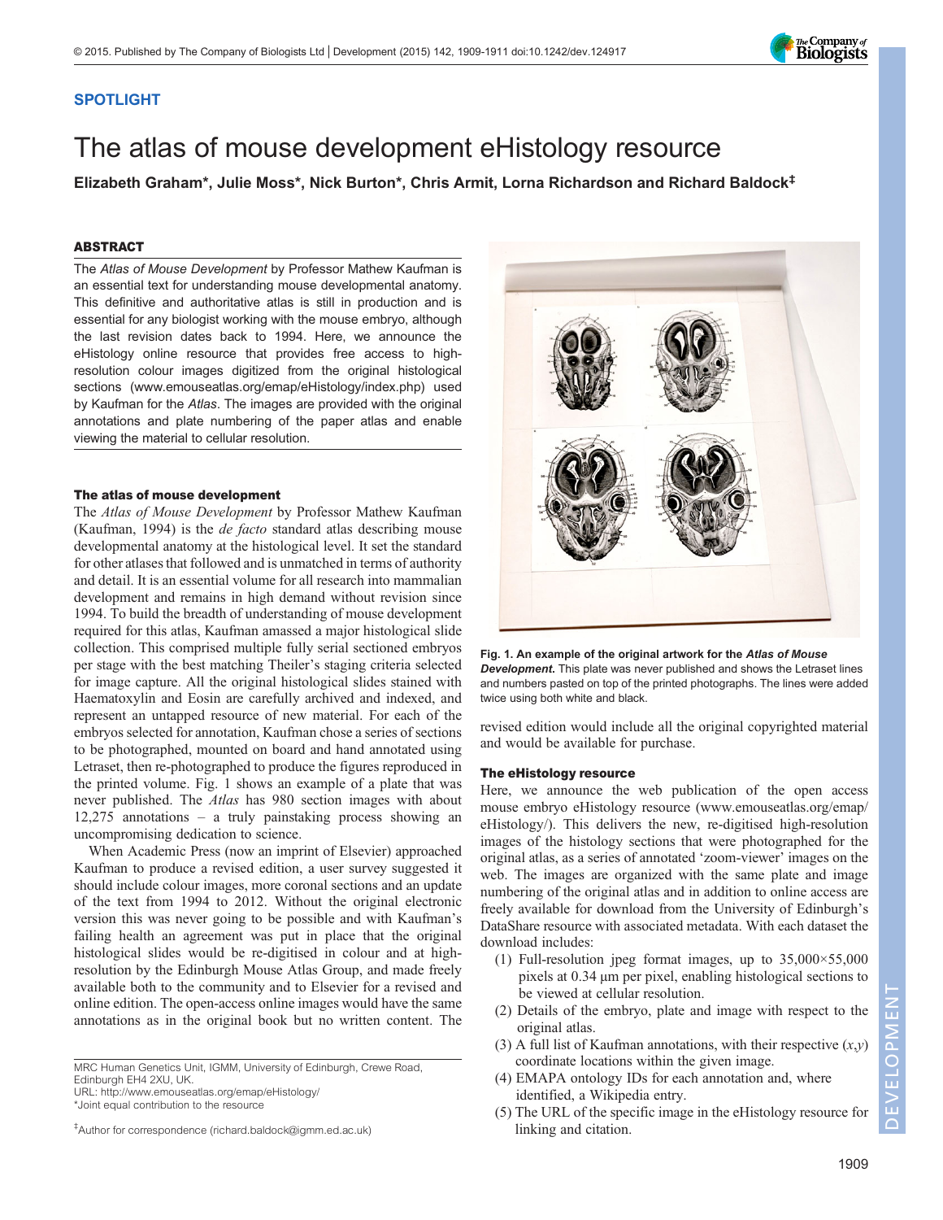## SPOTLIGHT

# The atlas of mouse development eHistology resource

**Elizabeth Graham\*, Julie Moss\*, Nick Burton\*, Chris Armit, Lorna Richardson and Richard Baldock‡**

### ABSTRACT

The *Atlas of Mouse Development* by Professor Mathew Kaufman is an essential text for understanding mouse developmental anatomy. This definitive and authoritative atlas is still in production and is essential for any biologist working with the mouse embryo, although the last revision dates back to 1994. Here, we announce the eHistology online resource that provides free access to high-resolution colour images digitized from the original histological sections (www.emouseatlas.org/emap/eHistology/index.php) used by Kaufman for the *Atlas*. The images are provided with the original annotations and plate numbering of the paper atlas and enable viewing the material to cellular resolution.

### The atlas of mouse development

The *Atlas of Mouse Development* by Professor Mathew Kaufman (Kaufman, 1994) is the *de facto* standard atlas describing mouse developmental anatomy at the histological level. It set the standard for other atlases that followed and is unmatched in terms of authority and detail. It is an essential volume for all research into mammalian development and remains in high demand without revision since 1994. To build the breadth of understanding of mouse development required for this atlas, Kaufman amassed a major histological slide collection. This comprised multiple fully serial sectioned embryos per stage with the best matching Theiler's staging criteria selected for image capture. All the original histological slides stained with Haematoxylin and Eosin are carefully archived and indexed, and represent an untapped resource of new material. For each of the embryos selected for annotation, Kaufman chose a series of sections to be photographed, mounted on board and hand annotated using Letraset, then re-photographed to produce the figures reproduced in the printed volume. Fig. 1 shows an example of a plate that was never published. The *Atlas* has 980 section images with about 12,275 annotations – a truly painstaking process showing an uncompromising dedication to science.

When Academic Press (now an imprint of Elsevier) approached Kaufman to produce a revised edition, a user survey suggested it should include colour images, more coronal sections and an update of the text from 1994 to 2012. Without the original electronic version this was never going to be possible and with Kaufman's failing health an agreement was put in place that the original histological slides would be re-digitised in colour and at high-resolution by the Edinburgh Mouse Atlas Group, and made freely available both to the community and to Elsevier for a revised and online edition. The open-access online images would have the same annotations as in the original book but no written content. The revised edition would include all the original copyrighted material and would be available for purchase.

**Fig. 1. An example of the original artwork for the *Atlas of Mouse Development*.** This plate was never published and shows the Letraset lines and numbers pasted on top of the printed photographs. The lines were added twice using both white and black.

### The eHistology resource

Here, we announce the web publication of the open access mouse embryo eHistology resource (www.emouseatlas.org/emap/eHistology/). This delivers the new, re-digitised high-resolution images of the histology sections that were photographed for the original atlas, as a series of annotated 'zoom-viewer' images on the web. The images are organized with the same plate and image numbering of the original atlas and in addition to online access are freely available for download from the University of Edinburgh's DataShare resource with associated metadata. With each dataset the download includes:

1. Full-resolution jpeg format images, up to 35,000×55,000 pixels at 0.34 µm per pixel, enabling histological sections to be viewed at cellular resolution.
2. Details of the embryo, plate and image with respect to the original atlas.
3. A full list of Kaufman annotations, with their respective $(x,y)$ coordinate locations within the given image.
4. EMAPA ontology IDs for each annotation and, where identified, a Wikipedia entry.
5. The URL of the specific image in the eHistology resource for linking and citation.

MRC Human Genetics Unit, IGMM, University of Edinburgh, Crewe Road, Edinburgh EH4 2XU, UK.
URL: http://www.emouseatlas.org/emap/eHistology/
\*Joint equal contribution to the resource

‡Author for correspondence (richard.baldock@igmm.ed.ac.uk)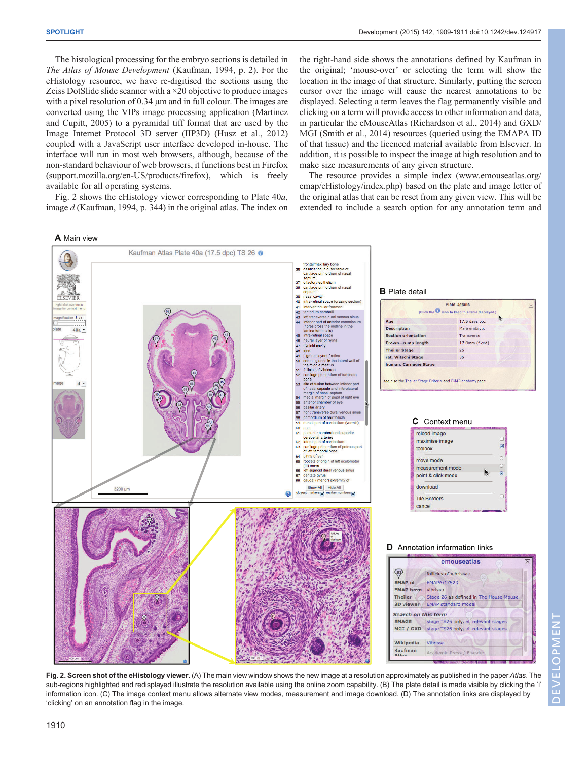The histological processing for the embryo sections is detailed in *The Atlas of Mouse Development* (Kaufman, 1994, p. 2). For the eHistology resource, we have re-digitised the sections using the Zeiss DotSlide slide scanner with a ×20 objective to produce images with a pixel resolution of 0.34 µm and in full colour. The images are converted using the VIPs image processing application (Martinez and Cupitt, 2005) to a pyramidal tiff format that are used by the Image Internet Protocol 3D server (IIP3D) (Husz et al., 2012) coupled with a JavaScript user interface developed in-house. The interface will run in most web browsers, although, because of the non-standard behaviour of web browsers, it functions best in Firefox (support.mozilla.org/en-US/products/firefox), which is freely available for all operating systems.

Fig. 2 shows the eHistology viewer corresponding to Plate 40*a*, image *d* (Kaufman, 1994, p. 344) in the original atlas. The index on the right-hand side shows the annotations defined by Kaufman in the original; 'mouse-over' or selecting the term will show the location in the image of that structure. Similarly, putting the screen cursor over the image will cause the nearest annotations to be displayed. Selecting a term leaves the flag permanently visible and clicking on a term will provide access to other information and data, in particular the eMouseAtlas (Richardson et al., 2014) and GXD/MGI (Smith et al., 2014) resources (queried using the EMAPA ID of that tissue) and the licenced material available from Elsevier. In addition, it is possible to inspect the image at high resolution and to make size measurements of any given structure.

The resource provides a simple index (www.emouseatlas.org/emap/eHistology/index.php) based on the plate and image letter of the original atlas that can be reset from any given view. This will be extended to include a search option for any annotation term and

**Fig. 2. Screen shot of the eHistology viewer.** (A) The main view window shows the new image at a resolution approximately as published in the paper *Atlas*. The sub-regions highlighted and redisplayed illustrate the resolution available using the online zoom capability. (B) The plate detail is made visible by clicking the 'i' information icon. (C) The image context menu allows alternate view modes, measurement and image download. (D) The annotation links are displayed by 'clicking' on an annotation flag in the image.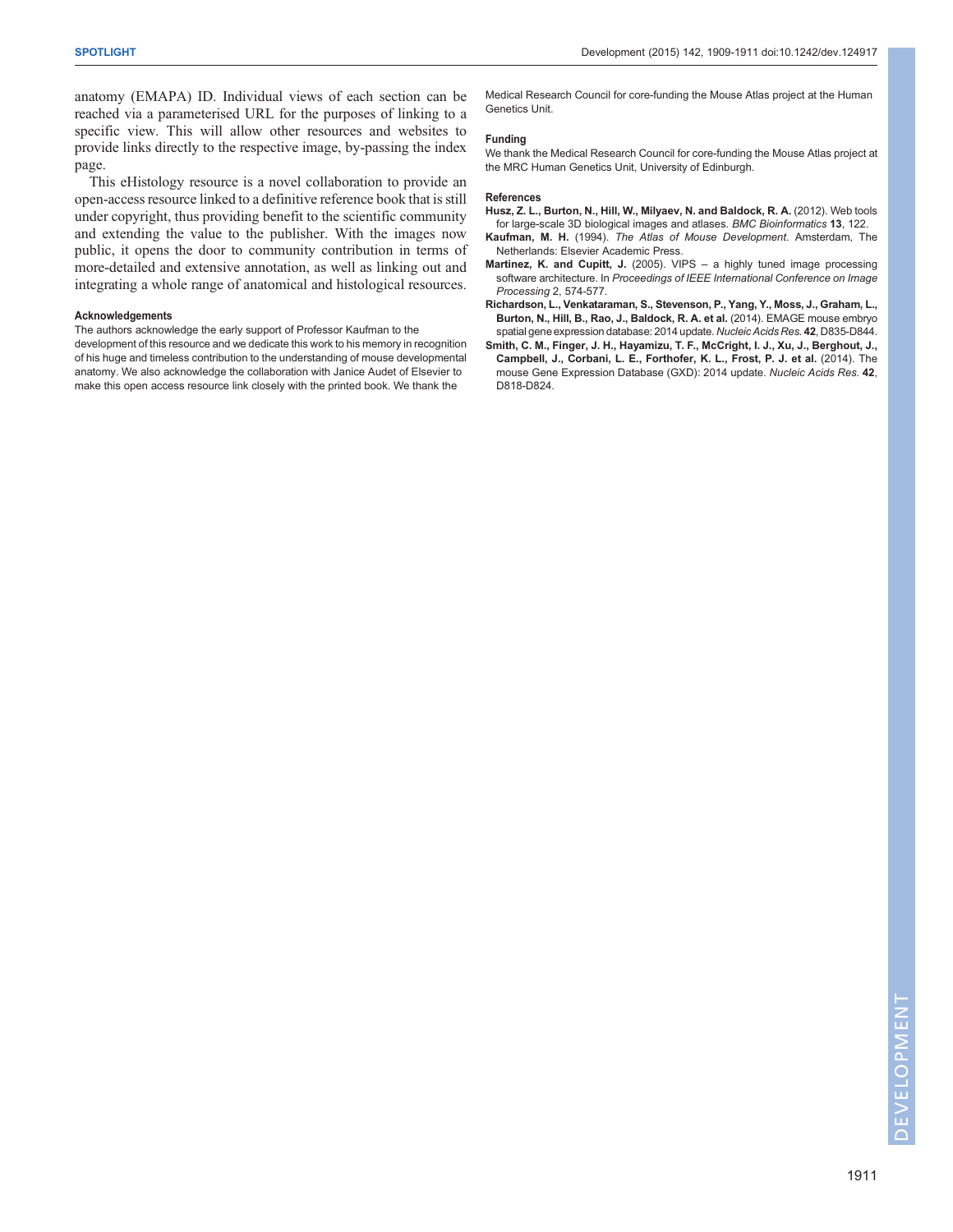anatomy (EMAPA) ID. Individual views of each section can be reached via a parameterised URL for the purposes of linking to a specific view. This will allow other resources and websites to provide links directly to the respective image, by-passing the index page.

This eHistology resource is a novel collaboration to provide an open-access resource linked to a definitive reference book that is still under copyright, thus providing benefit to the scientific community and extending the value to the publisher. With the images now public, it opens the door to community contribution in terms of more-detailed and extensive annotation, as well as linking out and integrating a whole range of anatomical and histological resources.

#### Acknowledgements

The authors acknowledge the early support of Professor Kaufman to the development of this resource and we dedicate this work to his memory in recognition of his huge and timeless contribution to the understanding of mouse developmental anatomy. We also acknowledge the collaboration with Janice Audet of Elsevier to make this open access resource link closely with the printed book. We thank the Medical Research Council for core-funding the Mouse Atlas project at the Human Genetics Unit.

#### Funding

We thank the Medical Research Council for core-funding the Mouse Atlas project at the MRC Human Genetics Unit, University of Edinburgh.

#### References

**Husz, Z. L., Burton, N., Hill, W., Milyaev, N. and Baldock, R. A.** (2012). Web tools for large-scale 3D biological images and atlases. *BMC Bioinformatics* **13**, 122.

**Kaufman, M. H.** (1994). *The Atlas of Mouse Development*. Amsterdam, The Netherlands: Elsevier Academic Press.

**Martinez, K. and Cupitt, J.** (2005). VIPS – a highly tuned image processing software architecture. In *Proceedings of IEEE International Conference on Image Processing* 2, 574-577.

**Richardson, L., Venkataraman, S., Stevenson, P., Yang, Y., Moss, J., Graham, L., Burton, N., Hill, B., Rao, J., Baldock, R. A. et al.** (2014). EMAGE mouse embryo spatial gene expression database: 2014 update. *Nucleic Acids Res.* **42**, D835-D844.

**Smith, C. M., Finger, J. H., Hayamizu, T. F., McCright, I. J., Xu, J., Berghout, J., Campbell, J., Corbani, L. E., Forthofer, K. L., Frost, P. J. et al.** (2014). The mouse Gene Expression Database (GXD): 2014 update. *Nucleic Acids Res.* **42**, D818-D824.